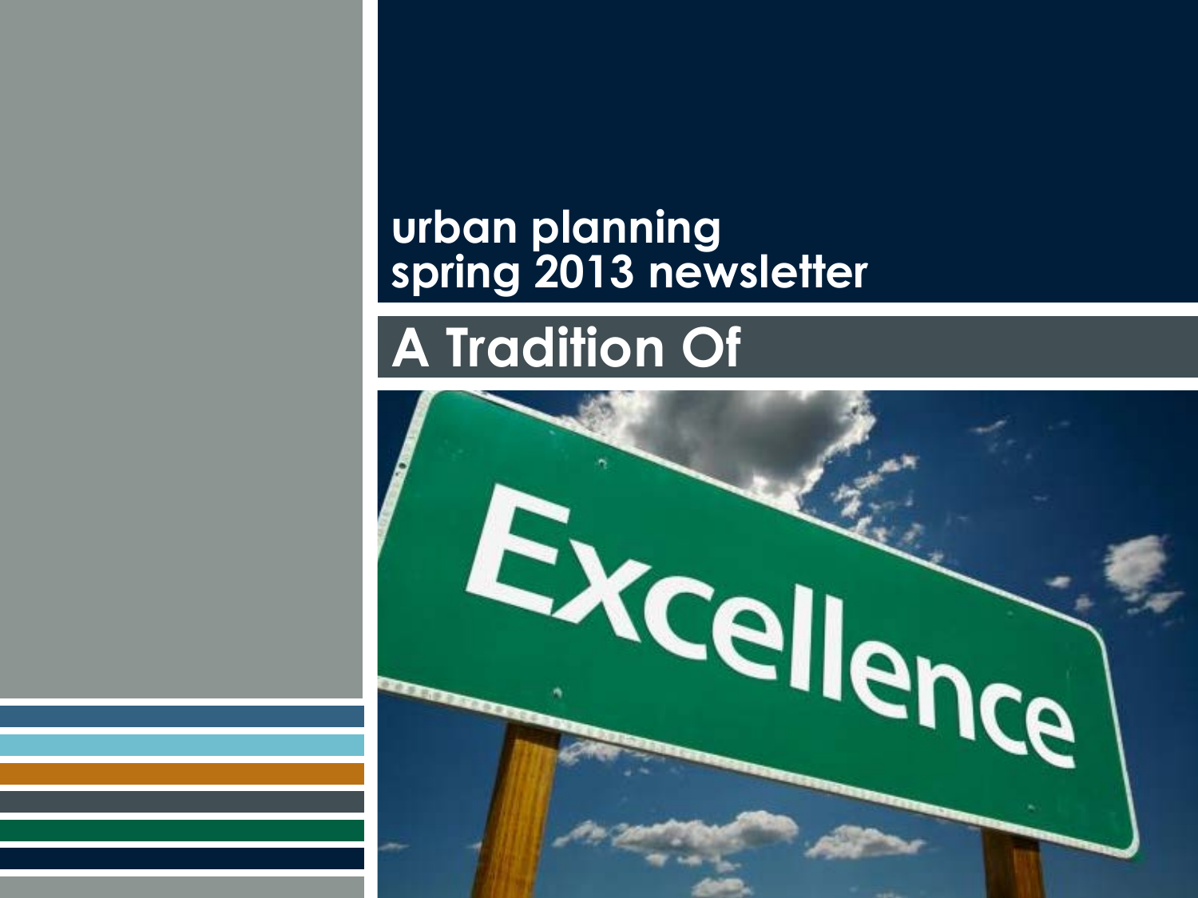# urban planning spring 2013 newsletter

## A Tradition Of

Excellence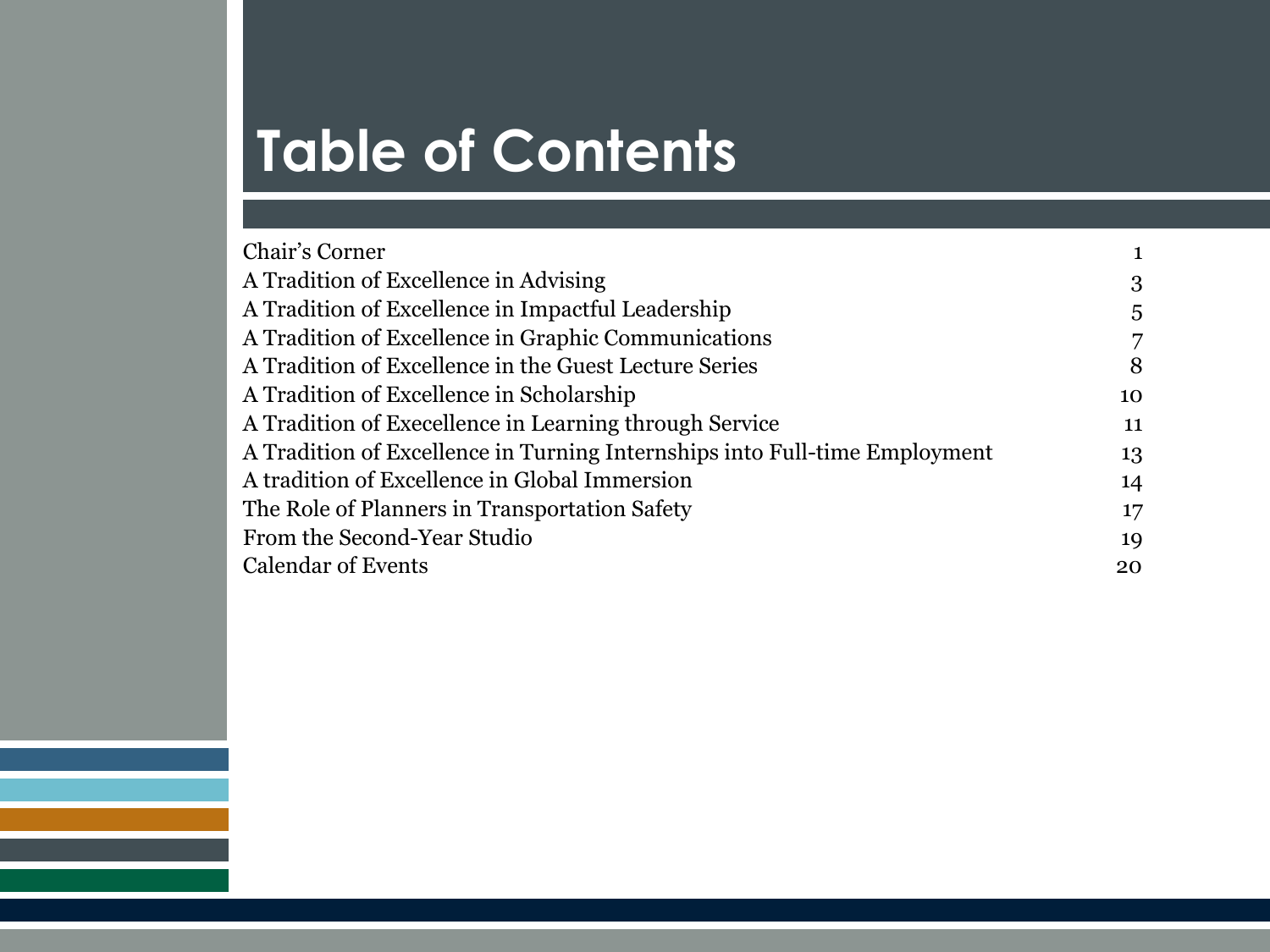# Table of Contents

| | |
|---|---|
| Chair's Corner | 1 |
| A Tradition of Excellence in Advising | 3 |
| A Tradition of Excellence in Impactful Leadership | 5 |
| A Tradition of Excellence in Graphic Communications | 7 |
| A Tradition of Excellence in the Guest Lecture Series | 8 |
| A Tradition of Excellence in Scholarship | 10 |
| A Tradition of Execellence in Learning through Service | 11 |
| A Tradition of Excellence in Turning Internships into Full-time Employment | 13 |
| A tradition of Excellence in Global Immersion | 14 |
| The Role of Planners in Transportation Safety | 17 |
| From the Second-Year Studio | 19 |
| Calendar of Events | 20 |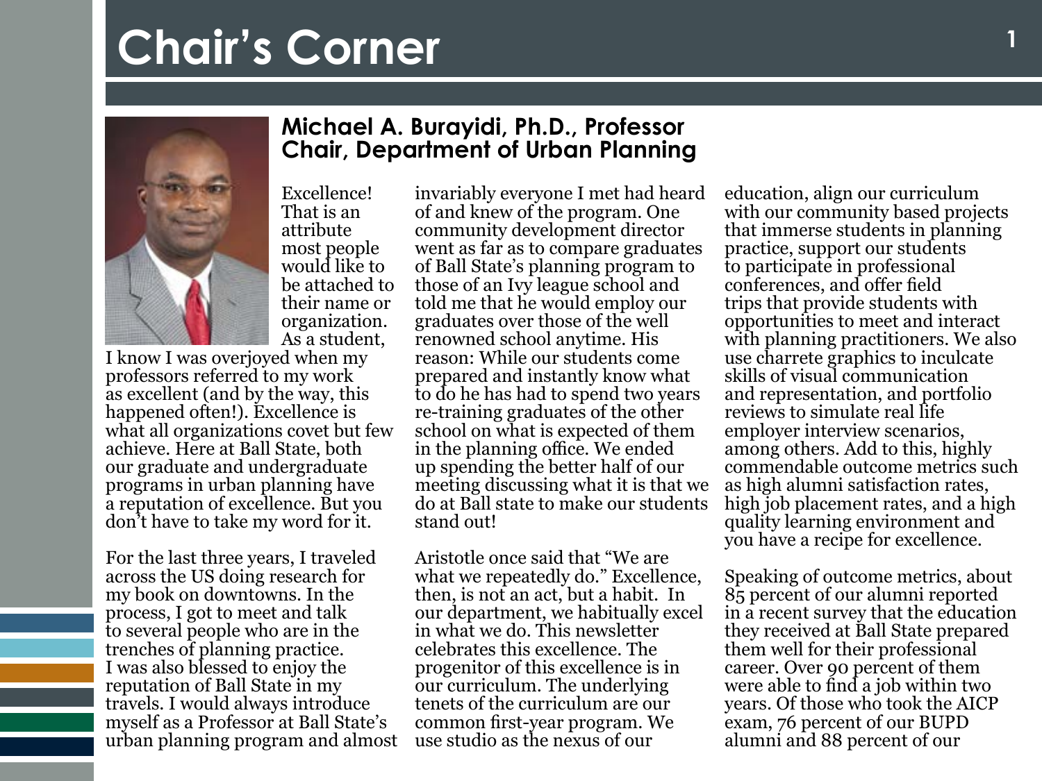# Chair's Corner

## Michael A. Burayidi, Ph.D., Professor
## Chair, Department of Urban Planning

Excellence! That is an attribute most people would like to be attached to their name or organization. As a student, I know I was overjoyed when my professors referred to my work as excellent (and by the way, this happened often!). Excellence is what all organizations covet but few achieve. Here at Ball State, both our graduate and undergraduate programs in urban planning have a reputation of excellence. But you don't have to take my word for it.

For the last three years, I traveled across the US doing research for my book on downtowns. In the process, I got to meet and talk to several people who are in the trenches of planning practice. I was also blessed to enjoy the reputation of Ball State in my travels. I would always introduce myself as a Professor at Ball State's urban planning program and almost invariably everyone I met had heard of and knew of the program. One community development director went as far as to compare graduates of Ball State's planning program to those of an Ivy league school and told me that he would employ our graduates over those of the well renowned school anytime. His reason: While our students come prepared and instantly know what to do he has had to spend two years re-training graduates of the other school on what is expected of them in the planning office. We ended up spending the better half of our meeting discussing what it is that we do at Ball state to make our students stand out!

Aristotle once said that "We are what we repeatedly do." Excellence, then, is not an act, but a habit. In our department, we habitually excel in what we do. This newsletter celebrates this excellence. The progenitor of this excellence is in our curriculum. The underlying tenets of the curriculum are our common first-year program. We use studio as the nexus of our education, align our curriculum with our community based projects that immerse students in planning practice, support our students to participate in professional conferences, and offer field trips that provide students with opportunities to meet and interact with planning practitioners. We also use charrete graphics to inculcate skills of visual communication and representation, and portfolio reviews to simulate real life employer interview scenarios, among others. Add to this, highly commendable outcome metrics such as high alumni satisfaction rates, high job placement rates, and a high quality learning environment and you have a recipe for excellence.

Speaking of outcome metrics, about 85 percent of our alumni reported in a recent survey that the education they received at Ball State prepared them well for their professional career. Over 90 percent of them were able to find a job within two years. Of those who took the AICP exam, 76 percent of our BUPD alumni and 88 percent of our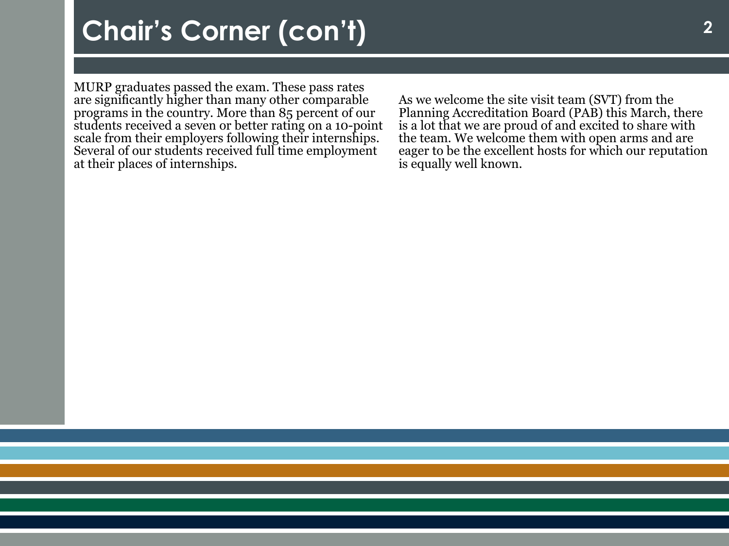# Chair's Corner (con't)

MURP graduates passed the exam. These pass rates are significantly higher than many other comparable programs in the country. More than 85 percent of our students received a seven or better rating on a 10-point scale from their employers following their internships. Several of our students received full time employment at their places of internships.

As we welcome the site visit team (SVT) from the Planning Accreditation Board (PAB) this March, there is a lot that we are proud of and excited to share with the team. We welcome them with open arms and are eager to be the excellent hosts for which our reputation is equally well known.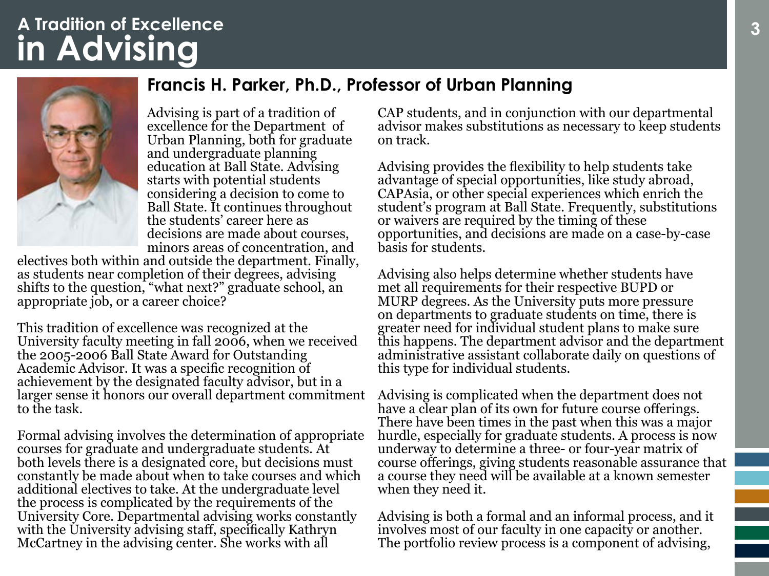# A Tradition of Excellence in Advising

## Francis H. Parker, Ph.D., Professor of Urban Planning

Advising is part of a tradition of excellence for the Department of Urban Planning, both for graduate and undergraduate planning education at Ball State. Advising starts with potential students considering a decision to come to Ball State. It continues throughout the students' career here as decisions are made about courses, minors areas of concentration, and electives both within and outside the department. Finally, as students near completion of their degrees, advising shifts to the question, "what next?" graduate school, an appropriate job, or a career choice?

This tradition of excellence was recognized at the University faculty meeting in fall 2006, when we received the 2005-2006 Ball State Award for Outstanding Academic Advisor. It was a specific recognition of achievement by the designated faculty advisor, but in a larger sense it honors our overall department commitment to the task.

Formal advising involves the determination of appropriate courses for graduate and undergraduate students. At both levels there is a designated core, but decisions must constantly be made about when to take courses and which additional electives to take. At the undergraduate level the process is complicated by the requirements of the University Core. Departmental advising works constantly with the University advising staff, specifically Kathryn McCartney in the advising center. She works with all CAP students, and in conjunction with our departmental advisor makes substitutions as necessary to keep students on track.

Advising provides the flexibility to help students take advantage of special opportunities, like study abroad, CAPAsia, or other special experiences which enrich the student's program at Ball State. Frequently, substitutions or waivers are required by the timing of these opportunities, and decisions are made on a case-by-case basis for students.

Advising also helps determine whether students have met all requirements for their respective BUPD or MURP degrees. As the University puts more pressure on departments to graduate students on time, there is greater need for individual student plans to make sure this happens. The department advisor and the department administrative assistant collaborate daily on questions of this type for individual students.

Advising is complicated when the department does not have a clear plan of its own for future course offerings. There have been times in the past when this was a major hurdle, especially for graduate students. A process is now underway to determine a three- or four-year matrix of course offerings, giving students reasonable assurance that a course they need will be available at a known semester when they need it.

Advising is both a formal and an informal process, and it involves most of our faculty in one capacity or another. The portfolio review process is a component of advising,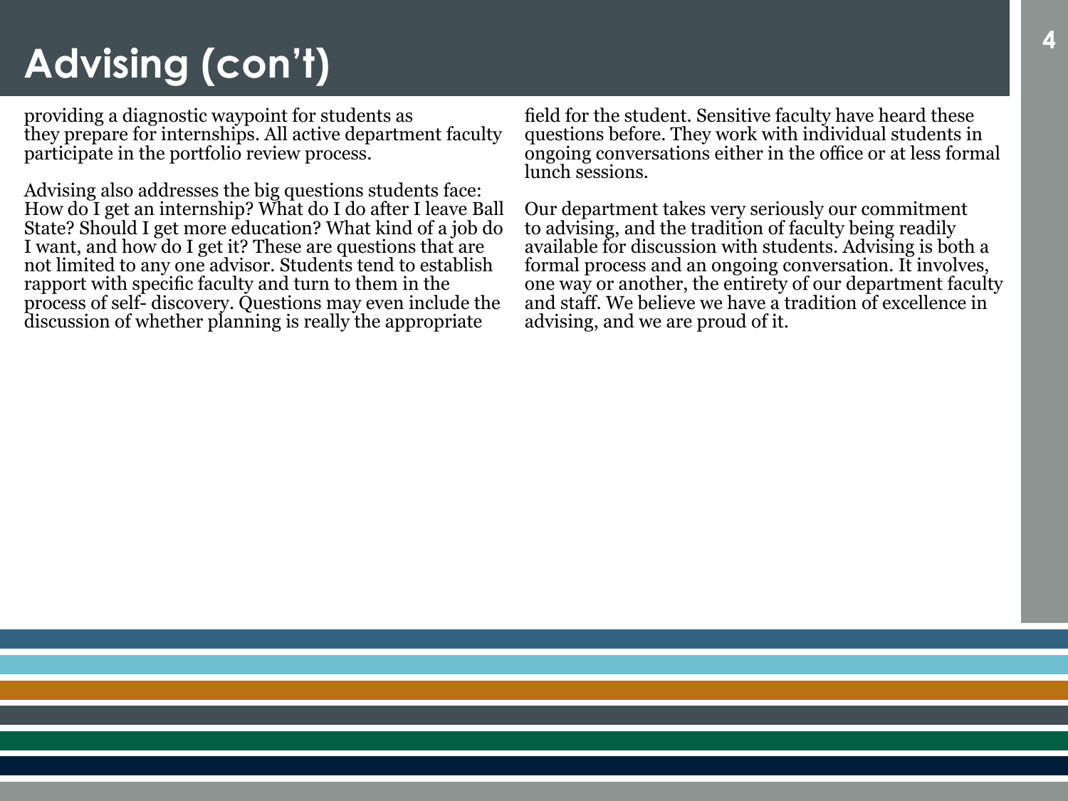# Advising (con't)

providing a diagnostic waypoint for students as they prepare for internships. All active department faculty participate in the portfolio review process.

Advising also addresses the big questions students face: How do I get an internship? What do I do after I leave Ball State? Should I get more education? What kind of a job do I want, and how do I get it? These are questions that are not limited to any one advisor. Students tend to establish rapport with specific faculty and turn to them in the process of self- discovery. Questions may even include the discussion of whether planning is really the appropriate field for the student. Sensitive faculty have heard these questions before. They work with individual students in ongoing conversations either in the office or at less formal lunch sessions.

Our department takes very seriously our commitment to advising, and the tradition of faculty being readily available for discussion with students. Advising is both a formal process and an ongoing conversation. It involves, one way or another, the entirety of our department faculty and staff. We believe we have a tradition of excellence in advising, and we are proud of it.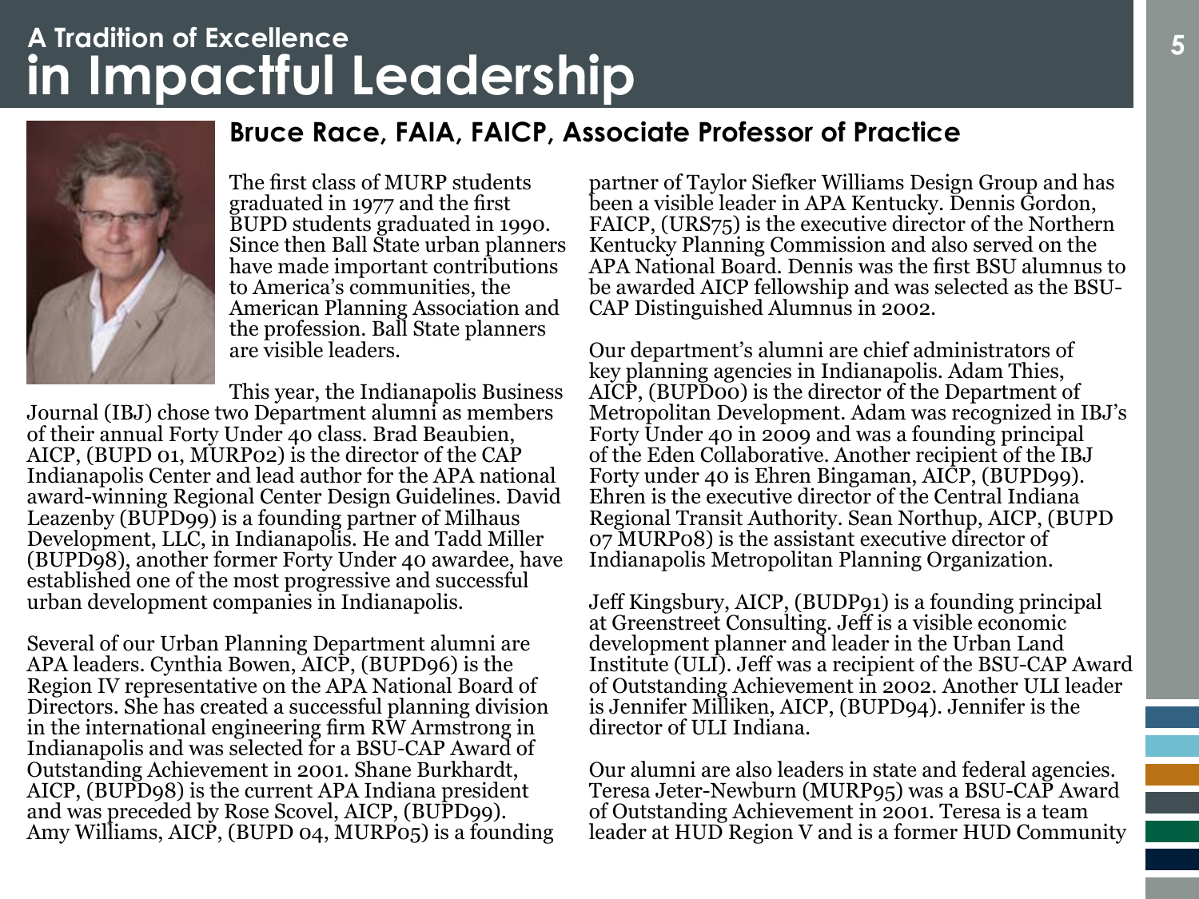# A Tradition of Excellence in Impactful Leadership

## Bruce Race, FAIA, FAICP, Associate Professor of Practice

The first class of MURP students graduated in 1977 and the first BUPD students graduated in 1990. Since then Ball State urban planners have made important contributions to America's communities, the American Planning Association and the profession. Ball State planners are visible leaders.

This year, the Indianapolis Business Journal (IBJ) chose two Department alumni as members of their annual Forty Under 40 class. Brad Beaubien, AICP, (BUPD 01, MURP02) is the director of the CAP Indianapolis Center and lead author for the APA national award-winning Regional Center Design Guidelines. David Leazenby (BUPD99) is a founding partner of Milhaus Development, LLC, in Indianapolis. He and Tadd Miller (BUPD98), another former Forty Under 40 awardee, have established one of the most progressive and successful urban development companies in Indianapolis.

Several of our Urban Planning Department alumni are APA leaders. Cynthia Bowen, AICP, (BUPD96) is the Region IV representative on the APA National Board of Directors. She has created a successful planning division in the international engineering firm RW Armstrong in Indianapolis and was selected for a BSU-CAP Award of Outstanding Achievement in 2001. Shane Burkhardt, AICP, (BUPD98) is the current APA Indiana president and was preceded by Rose Scovel, AICP, (BUPD99). Amy Williams, AICP, (BUPD 04, MURP05) is a founding partner of Taylor Siefker Williams Design Group and has been a visible leader in APA Kentucky. Dennis Gordon, FAICP, (URS75) is the executive director of the Northern Kentucky Planning Commission and also served on the APA National Board. Dennis was the first BSU alumnus to be awarded AICP fellowship and was selected as the BSU-CAP Distinguished Alumnus in 2002.

Our department's alumni are chief administrators of key planning agencies in Indianapolis. Adam Thies, AICP, (BUPD00) is the director of the Department of Metropolitan Development. Adam was recognized in IBJ's Forty Under 40 in 2009 and was a founding principal of the Eden Collaborative. Another recipient of the IBJ Forty under 40 is Ehren Bingaman, AICP, (BUPD99). Ehren is the executive director of the Central Indiana Regional Transit Authority. Sean Northup, AICP, (BUPD 07 MURP08) is the assistant executive director of Indianapolis Metropolitan Planning Organization.

Jeff Kingsbury, AICP, (BUDP91) is a founding principal at Greenstreet Consulting. Jeff is a visible economic development planner and leader in the Urban Land Institute (ULI). Jeff was a recipient of the BSU-CAP Award of Outstanding Achievement in 2002. Another ULI leader is Jennifer Milliken, AICP, (BUPD94). Jennifer is the director of ULI Indiana.

Our alumni are also leaders in state and federal agencies. Teresa Jeter-Newburn (MURP95) was a BSU-CAP Award of Outstanding Achievement in 2001. Teresa is a team leader at HUD Region V and is a former HUD Community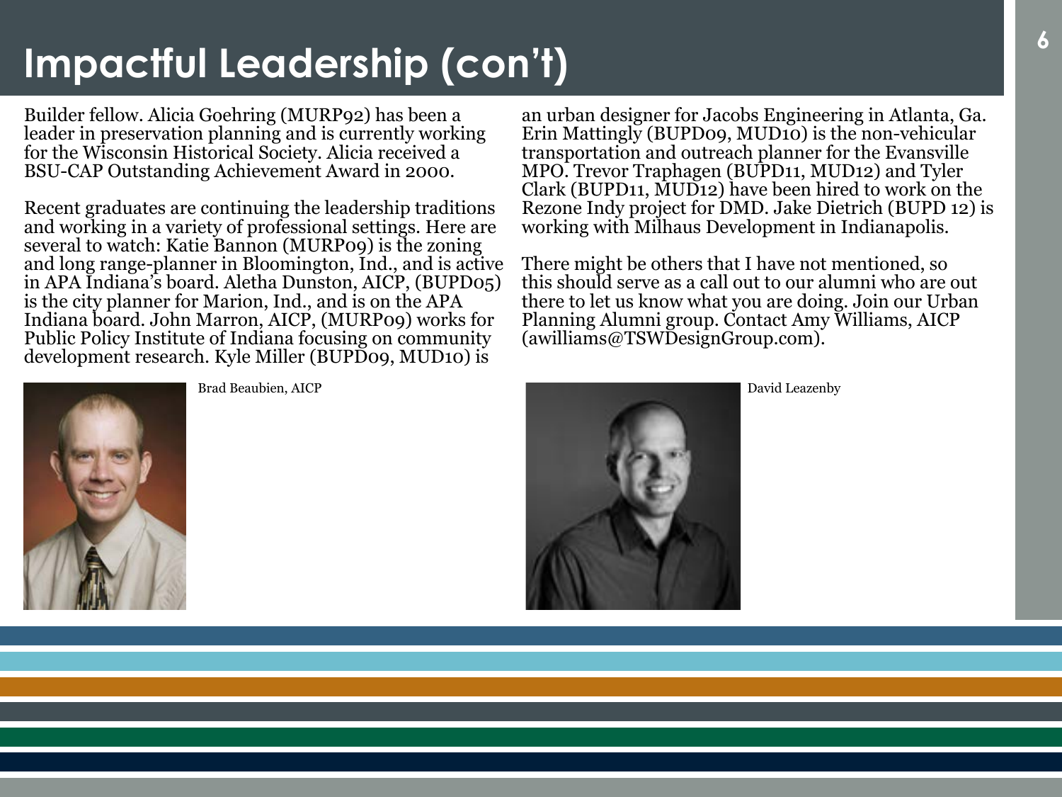# Impactful Leadership (con't)

Builder fellow. Alicia Goehring (MURP92) has been a leader in preservation planning and is currently working for the Wisconsin Historical Society. Alicia received a BSU-CAP Outstanding Achievement Award in 2000.

Recent graduates are continuing the leadership traditions and working in a variety of professional settings. Here are several to watch: Katie Bannon (MURP09) is the zoning and long range-planner in Bloomington, Ind., and is active in APA Indiana's board. Aletha Dunston, AICP, (BUPD05) is the city planner for Marion, Ind., and is on the APA Indiana board. John Marron, AICP, (MURP09) works for Public Policy Institute of Indiana focusing on community development research. Kyle Miller (BUPD09, MUD10) is an urban designer for Jacobs Engineering in Atlanta, Ga. Erin Mattingly (BUPD09, MUD10) is the non-vehicular transportation and outreach planner for the Evansville MPO. Trevor Traphagen (BUPD11, MUD12) and Tyler Clark (BUPD11, MUD12) have been hired to work on the Rezone Indy project for DMD. Jake Dietrich (BUPD 12) is working with Milhaus Development in Indianapolis.

There might be others that I have not mentioned, so this should serve as a call out to our alumni who are out there to let us know what you are doing. Join our Urban Planning Alumni group. Contact Amy Williams, AICP (awilliams@TSWDesignGroup.com).

Brad Beaubien, AICP

David Leazenby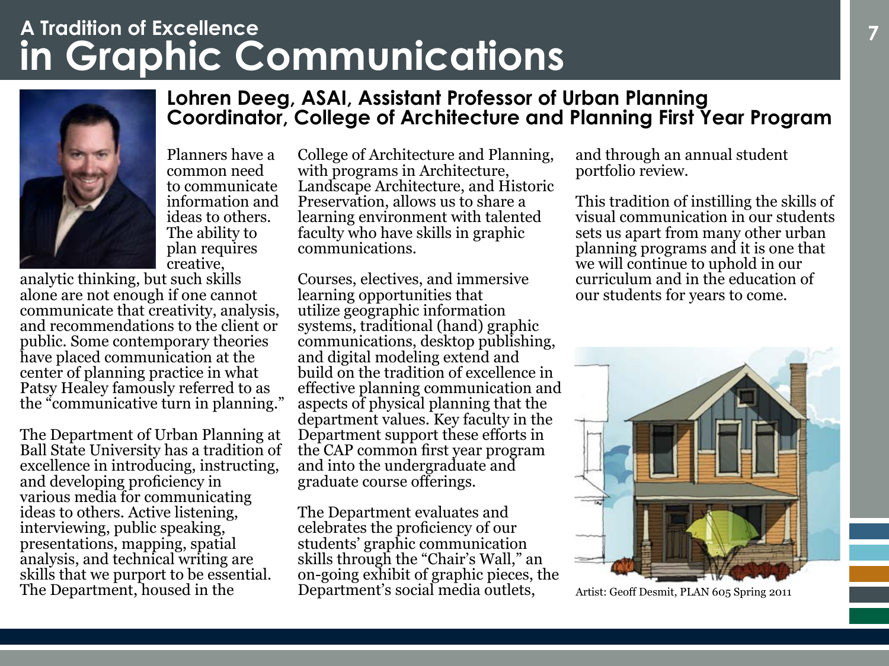# A Tradition of Excellence in Graphic Communications

## Lohren Deeg, ASAI, Assistant Professor of Urban Planning
## Coordinator, College of Architecture and Planning First Year Program

Planners have a common need to communicate information and ideas to others. The ability to plan requires creative, analytic thinking, but such skills alone are not enough if one cannot communicate that creativity, analysis, and recommendations to the client or public. Some contemporary theories have placed communication at the center of planning practice in what Patsy Healey famously referred to as the "communicative turn in planning."

The Department of Urban Planning at Ball State University has a tradition of excellence in introducing, instructing, and developing proficiency in various media for communicating ideas to others. Active listening, interviewing, public speaking, presentations, mapping, spatial analysis, and technical writing are skills that we purport to be essential. The Department, housed in the College of Architecture and Planning, with programs in Architecture, Landscape Architecture, and Historic Preservation, allows us to share a learning environment with talented faculty who have skills in graphic communications.

Courses, electives, and immersive learning opportunities that utilize geographic information systems, traditional (hand) graphic communications, desktop publishing, and digital modeling extend and build on the tradition of excellence in effective planning communication and aspects of physical planning that the department values. Key faculty in the Department support these efforts in the CAP common first year program and into the undergraduate and graduate course offerings.

The Department evaluates and celebrates the proficiency of our students' graphic communication skills through the "Chair's Wall," an on-going exhibit of graphic pieces, the Department's social media outlets, and through an annual student portfolio review.

This tradition of instilling the skills of visual communication in our students sets us apart from many other urban planning programs and it is one that we will continue to uphold in our curriculum and in the education of our students for years to come.

Artist: Geoff Desmit, PLAN 605 Spring 2011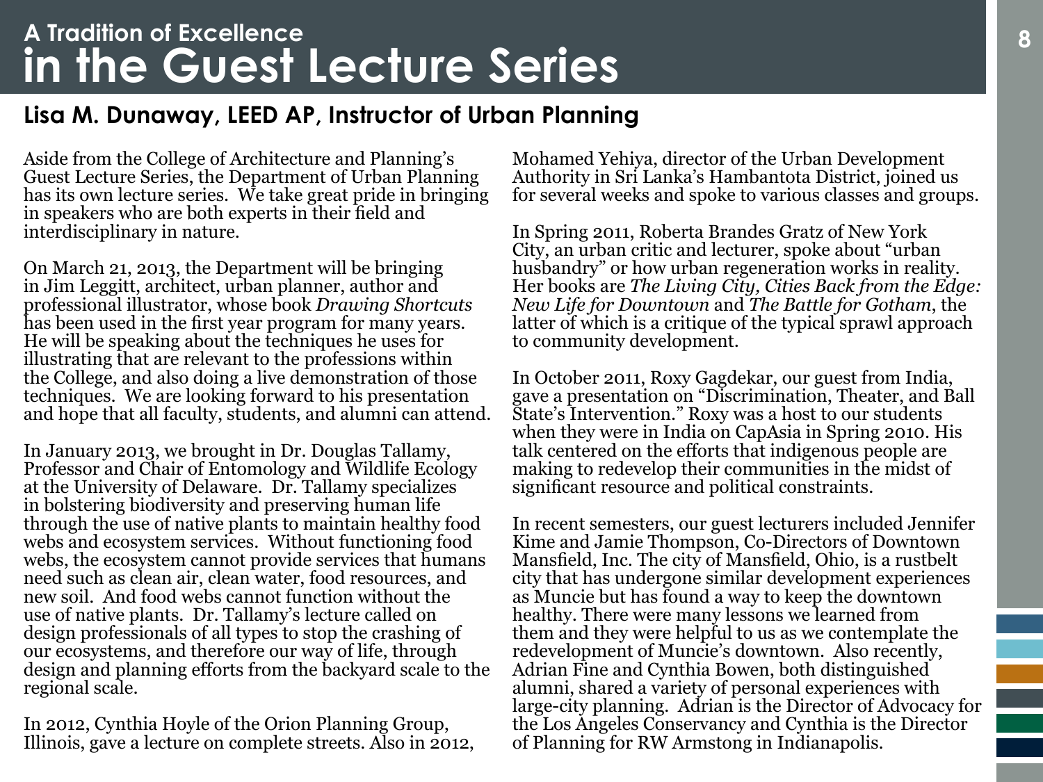# A Tradition of Excellence in the Guest Lecture Series

## Lisa M. Dunaway, LEED AP, Instructor of Urban Planning

Aside from the College of Architecture and Planning's Guest Lecture Series, the Department of Urban Planning has its own lecture series. We take great pride in bringing in speakers who are both experts in their field and interdisciplinary in nature.

On March 21, 2013, the Department will be bringing in Jim Leggitt, architect, urban planner, author and professional illustrator, whose book *Drawing Shortcuts* has been used in the first year program for many years. He will be speaking about the techniques he uses for illustrating that are relevant to the professions within the College, and also doing a live demonstration of those techniques. We are looking forward to his presentation and hope that all faculty, students, and alumni can attend.

In January 2013, we brought in Dr. Douglas Tallamy, Professor and Chair of Entomology and Wildlife Ecology at the University of Delaware. Dr. Tallamy specializes in bolstering biodiversity and preserving human life through the use of native plants to maintain healthy food webs and ecosystem services. Without functioning food webs, the ecosystem cannot provide services that humans need such as clean air, clean water, food resources, and new soil. And food webs cannot function without the use of native plants. Dr. Tallamy's lecture called on design professionals of all types to stop the crashing of our ecosystems, and therefore our way of life, through design and planning efforts from the backyard scale to the regional scale.

In 2012, Cynthia Hoyle of the Orion Planning Group, Illinois, gave a lecture on complete streets. Also in 2012, Mohamed Yehiya, director of the Urban Development Authority in Sri Lanka's Hambantota District, joined us for several weeks and spoke to various classes and groups.

In Spring 2011, Roberta Brandes Gratz of New York City, an urban critic and lecturer, spoke about "urban husbandry" or how urban regeneration works in reality. Her books are *The Living City, Cities Back from the Edge: New Life for Downtown* and *The Battle for Gotham*, the latter of which is a critique of the typical sprawl approach to community development.

In October 2011, Roxy Gagdekar, our guest from India, gave a presentation on "Discrimination, Theater, and Ball State's Intervention." Roxy was a host to our students when they were in India on CapAsia in Spring 2010. His talk centered on the efforts that indigenous people are making to redevelop their communities in the midst of significant resource and political constraints.

In recent semesters, our guest lecturers included Jennifer Kime and Jamie Thompson, Co-Directors of Downtown Mansfield, Inc. The city of Mansfield, Ohio, is a rustbelt city that has undergone similar development experiences as Muncie but has found a way to keep the downtown healthy. There were many lessons we learned from them and they were helpful to us as we contemplate the redevelopment of Muncie's downtown. Also recently, Adrian Fine and Cynthia Bowen, both distinguished alumni, shared a variety of personal experiences with large-city planning. Adrian is the Director of Advocacy for the Los Angeles Conservancy and Cynthia is the Director of Planning for RW Armstong in Indianapolis.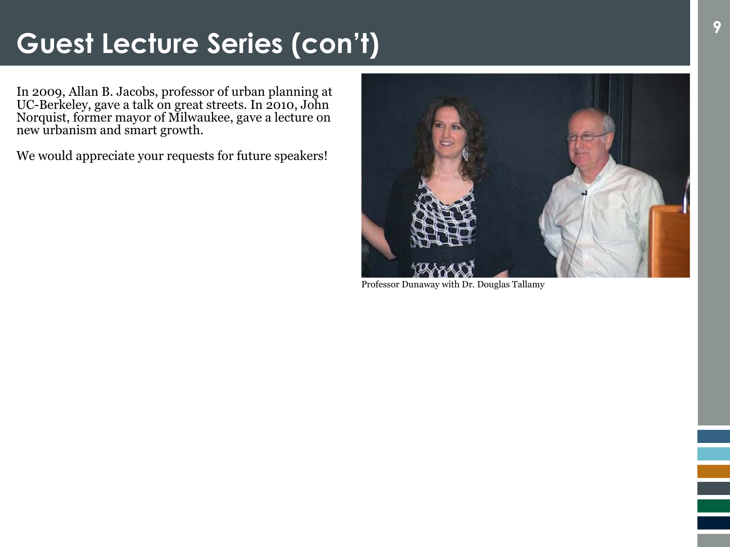# Guest Lecture Series (con't)

In 2009, Allan B. Jacobs, professor of urban planning at UC-Berkeley, gave a talk on great streets. In 2010, John Norquist, former mayor of Milwaukee, gave a lecture on new urbanism and smart growth.

We would appreciate your requests for future speakers!

Professor Dunaway with Dr. Douglas Tallamy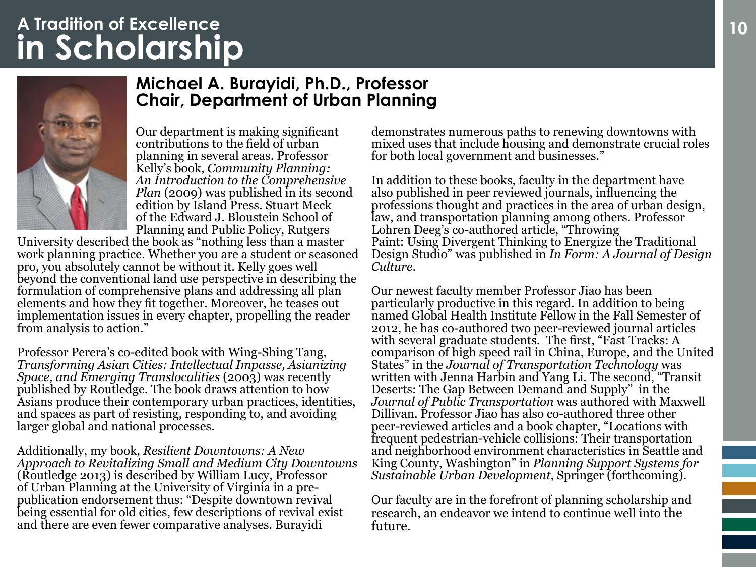# A Tradition of Excellence in Scholarship

## Michael A. Burayidi, Ph.D., Professor
## Chair, Department of Urban Planning

Our department is making significant contributions to the field of urban planning in several areas. Professor Kelly's book, *Community Planning: An Introduction to the Comprehensive Plan* (2009) was published in its second edition by Island Press. Stuart Meck of the Edward J. Bloustein School of Planning and Public Policy, Rutgers University described the book as "nothing less than a master work planning practice. Whether you are a student or seasoned pro, you absolutely cannot be without it. Kelly goes well beyond the conventional land use perspective in describing the formulation of comprehensive plans and addressing all plan elements and how they fit together. Moreover, he teases out implementation issues in every chapter, propelling the reader from analysis to action."

Professor Perera's co-edited book with Wing-Shing Tang, *Transforming Asian Cities: Intellectual Impasse, Asianizing Space, and Emerging Translocalities* (2003) was recently published by Routledge. The book draws attention to how Asians produce their contemporary urban practices, identities, and spaces as part of resisting, responding to, and avoiding larger global and national processes.

Additionally, my book, *Resilient Downtowns: A New Approach to Revitalizing Small and Medium City Downtowns* (Routledge 2013) is described by William Lucy, Professor of Urban Planning at the University of Virginia in a pre-publication endorsement thus: "Despite downtown revival being essential for old cities, few descriptions of revival exist and there are even fewer comparative analyses. Burayidi demonstrates numerous paths to renewing downtowns with mixed uses that include housing and demonstrate crucial roles for both local government and businesses."

In addition to these books, faculty in the department have also published in peer reviewed journals, influencing the professions thought and practices in the area of urban design, law, and transportation planning among others. Professor Lohren Deeg's co-authored article, "Throwing Paint: Using Divergent Thinking to Energize the Traditional Design Studio" was published in *In Form: A Journal of Design Culture*.

Our newest faculty member Professor Jiao has been particularly productive in this regard. In addition to being named Global Health Institute Fellow in the Fall Semester of 2012, he has co-authored two peer-reviewed journal articles with several graduate students. The first, "Fast Tracks: A comparison of high speed rail in China, Europe, and the United States" in the *Journal of Transportation Technology* was written with Jenna Harbin and Yang Li. The second, "Transit Deserts: The Gap Between Demand and Supply" in the *Journal of Public Transportation* was authored with Maxwell Dillivan. Professor Jiao has also co-authored three other peer-reviewed articles and a book chapter, "Locations with frequent pedestrian-vehicle collisions: Their transportation and neighborhood environment characteristics in Seattle and King County, Washington" in *Planning Support Systems for Sustainable Urban Development*, Springer (forthcoming).

Our faculty are in the forefront of planning scholarship and research, an endeavor we intend to continue well into the future.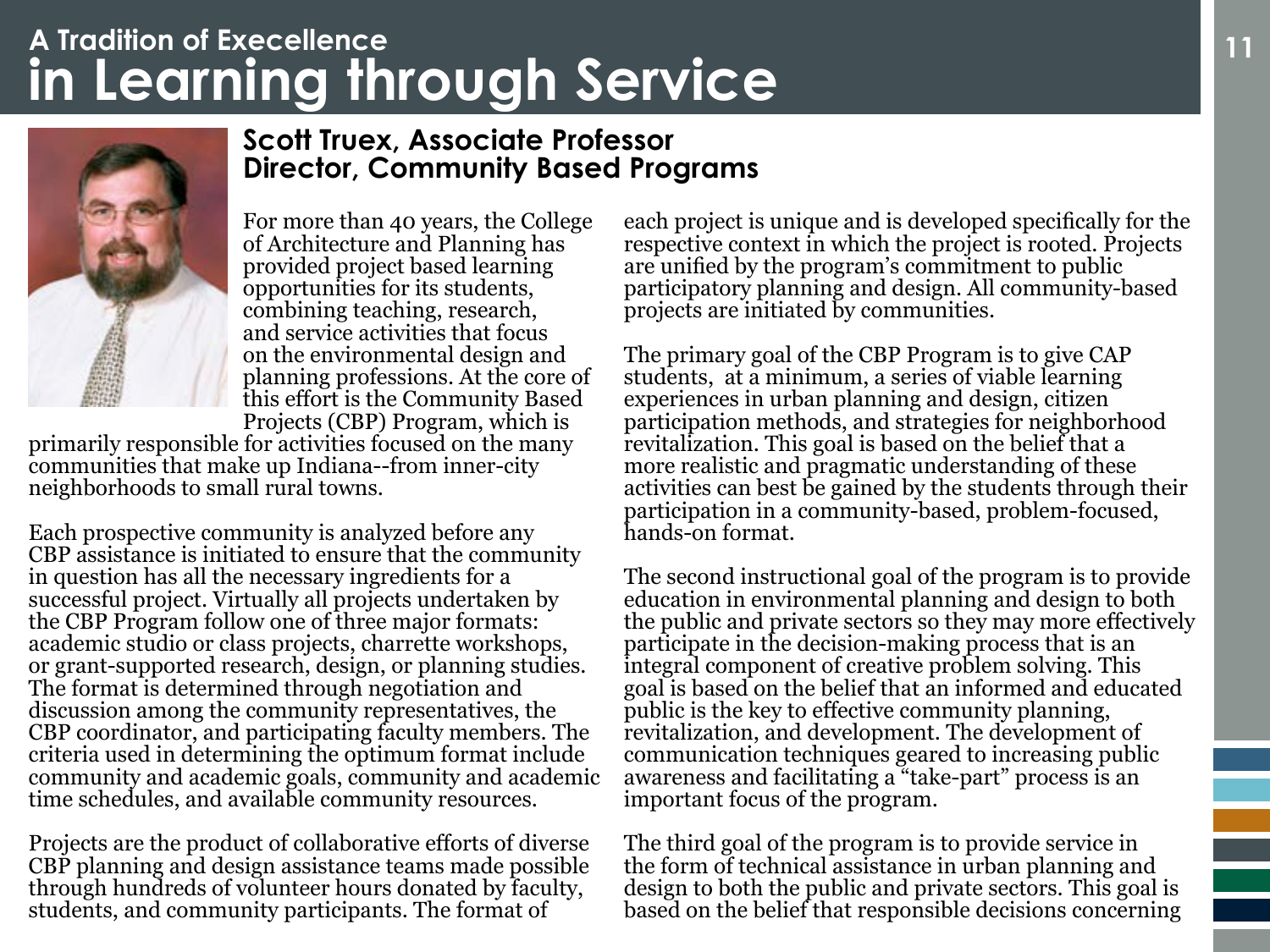# A Tradition of Execellence in Learning through Service

## Scott Truex, Associate Professor
## Director, Community Based Programs

For more than 40 years, the College of Architecture and Planning has provided project based learning opportunities for its students, combining teaching, research, and service activities that focus on the environmental design and planning professions. At the core of this effort is the Community Based Projects (CBP) Program, which is primarily responsible for activities focused on the many communities that make up Indiana--from inner-city neighborhoods to small rural towns.

Each prospective community is analyzed before any CBP assistance is initiated to ensure that the community in question has all the necessary ingredients for a successful project. Virtually all projects undertaken by the CBP Program follow one of three major formats: academic studio or class projects, charrette workshops, or grant-supported research, design, or planning studies. The format is determined through negotiation and discussion among the community representatives, the CBP coordinator, and participating faculty members. The criteria used in determining the optimum format include community and academic goals, community and academic time schedules, and available community resources.

Projects are the product of collaborative efforts of diverse CBP planning and design assistance teams made possible through hundreds of volunteer hours donated by faculty, students, and community participants. The format of each project is unique and is developed specifically for the respective context in which the project is rooted. Projects are unified by the program's commitment to public participatory planning and design. All community-based projects are initiated by communities.

The primary goal of the CBP Program is to give CAP students, at a minimum, a series of viable learning experiences in urban planning and design, citizen participation methods, and strategies for neighborhood revitalization. This goal is based on the belief that a more realistic and pragmatic understanding of these activities can best be gained by the students through their participation in a community-based, problem-focused, hands-on format.

The second instructional goal of the program is to provide education in environmental planning and design to both the public and private sectors so they may more effectively participate in the decision-making process that is an integral component of creative problem solving. This goal is based on the belief that an informed and educated public is the key to effective community planning, revitalization, and development. The development of communication techniques geared to increasing public awareness and facilitating a "take-part" process is an important focus of the program.

The third goal of the program is to provide service in the form of technical assistance in urban planning and design to both the public and private sectors. This goal is based on the belief that responsible decisions concerning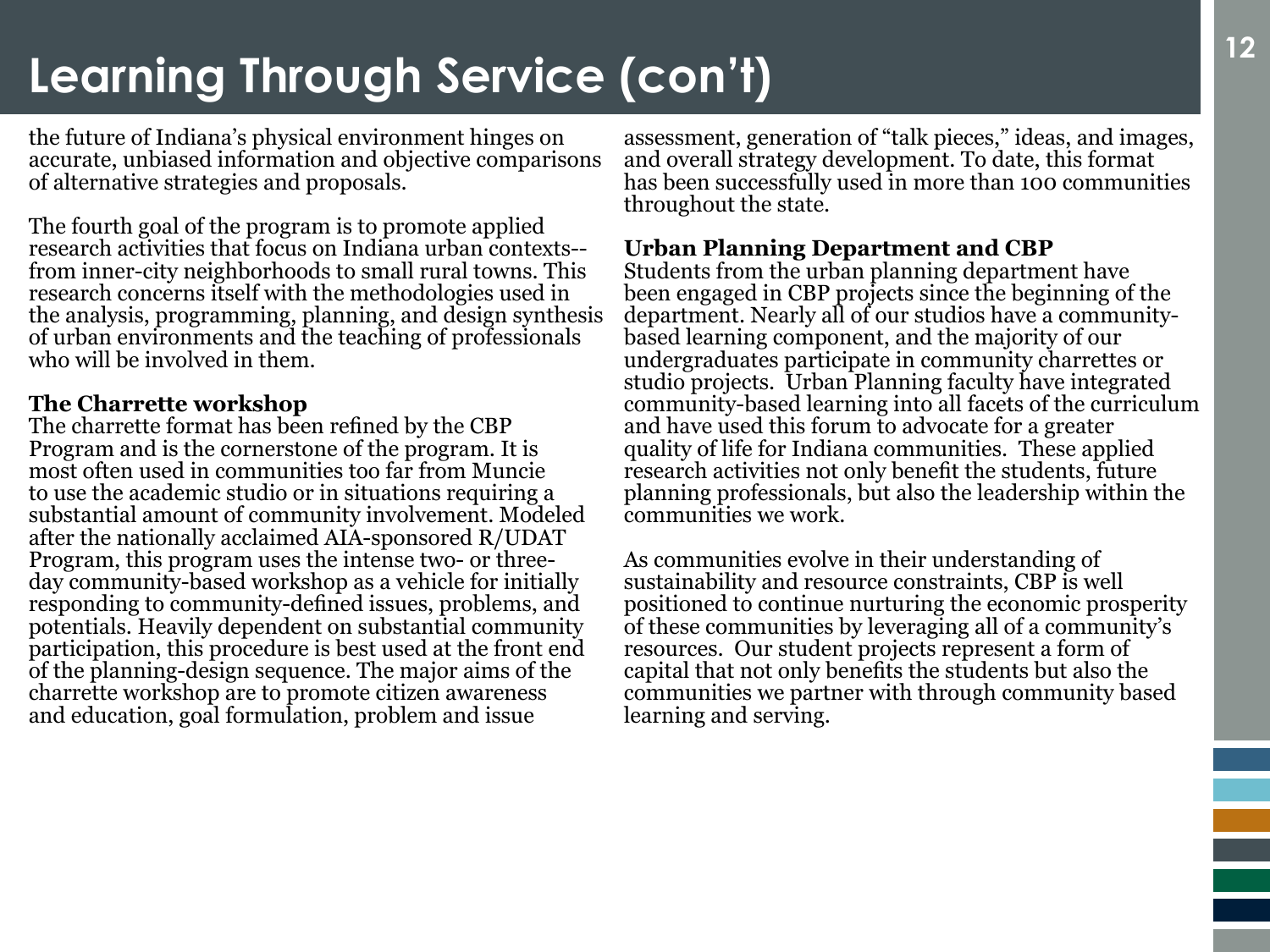# Learning Through Service (con't)

the future of Indiana's physical environment hinges on accurate, unbiased information and objective comparisons of alternative strategies and proposals.

The fourth goal of the program is to promote applied research activities that focus on Indiana urban contexts--from inner-city neighborhoods to small rural towns. This research concerns itself with the methodologies used in the analysis, programming, planning, and design synthesis of urban environments and the teaching of professionals who will be involved in them.

**The Charrette workshop**

The charrette format has been refined by the CBP Program and is the cornerstone of the program. It is most often used in communities too far from Muncie to use the academic studio or in situations requiring a substantial amount of community involvement. Modeled after the nationally acclaimed AIA-sponsored R/UDAT Program, this program uses the intense two- or three-day community-based workshop as a vehicle for initially responding to community-defined issues, problems, and potentials. Heavily dependent on substantial community participation, this procedure is best used at the front end of the planning-design sequence. The major aims of the charrette workshop are to promote citizen awareness and education, goal formulation, problem and issue assessment, generation of "talk pieces," ideas, and images, and overall strategy development. To date, this format has been successfully used in more than 100 communities throughout the state.

**Urban Planning Department and CBP**

Students from the urban planning department have been engaged in CBP projects since the beginning of the department. Nearly all of our studios have a community-based learning component, and the majority of our undergraduates participate in community charrettes or studio projects. Urban Planning faculty have integrated community-based learning into all facets of the curriculum and have used this forum to advocate for a greater quality of life for Indiana communities. These applied research activities not only benefit the students, future planning professionals, but also the leadership within the communities we work.

As communities evolve in their understanding of sustainability and resource constraints, CBP is well positioned to continue nurturing the economic prosperity of these communities by leveraging all of a community's resources. Our student projects represent a form of capital that not only benefits the students but also the communities we partner with through community based learning and serving.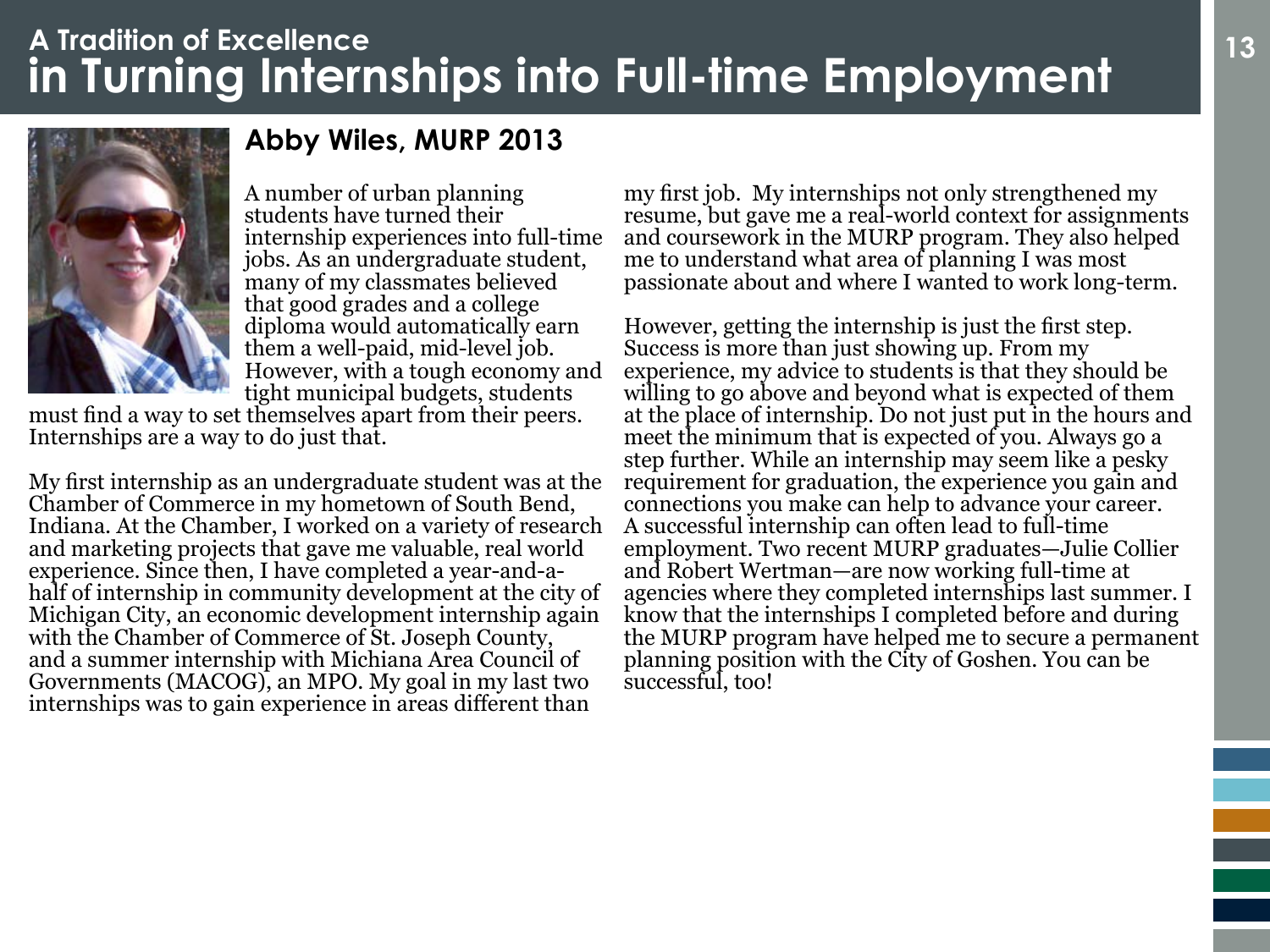# A Tradition of Excellence in Turning Internships into Full-time Employment

## Abby Wiles, MURP 2013

A number of urban planning students have turned their internship experiences into full-time jobs. As an undergraduate student, many of my classmates believed that good grades and a college diploma would automatically earn them a well-paid, mid-level job. However, with a tough economy and tight municipal budgets, students must find a way to set themselves apart from their peers. Internships are a way to do just that.

My first internship as an undergraduate student was at the Chamber of Commerce in my hometown of South Bend, Indiana. At the Chamber, I worked on a variety of research and marketing projects that gave me valuable, real world experience. Since then, I have completed a year-and-a-half of internship in community development at the city of Michigan City, an economic development internship again with the Chamber of Commerce of St. Joseph County, and a summer internship with Michiana Area Council of Governments (MACOG), an MPO. My goal in my last two internships was to gain experience in areas different than my first job. My internships not only strengthened my resume, but gave me a real-world context for assignments and coursework in the MURP program. They also helped me to understand what area of planning I was most passionate about and where I wanted to work long-term.

However, getting the internship is just the first step. Success is more than just showing up. From my experience, my advice to students is that they should be willing to go above and beyond what is expected of them at the place of internship. Do not just put in the hours and meet the minimum that is expected of you. Always go a step further. While an internship may seem like a pesky requirement for graduation, the experience you gain and connections you make can help to advance your career. A successful internship can often lead to full-time employment. Two recent MURP graduates—Julie Collier and Robert Wertman—are now working full-time at agencies where they completed internships last summer. I know that the internships I completed before and during the MURP program have helped me to secure a permanent planning position with the City of Goshen. You can be successful, too!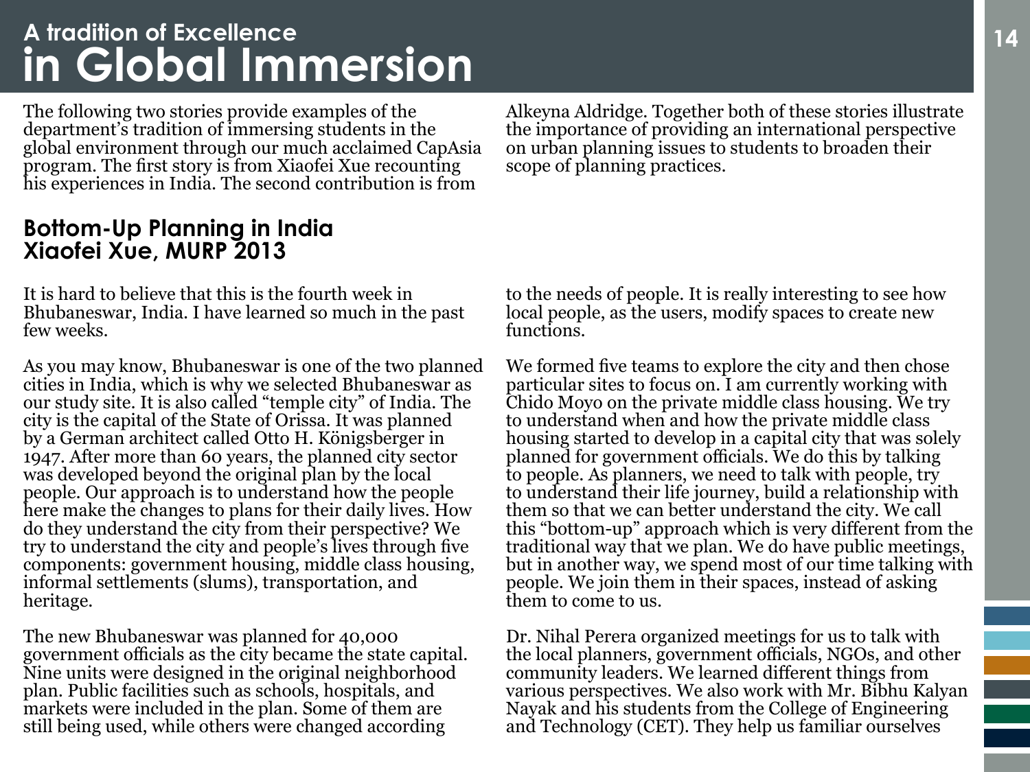# A tradition of Excellence in Global Immersion

The following two stories provide examples of the department's tradition of immersing students in the global environment through our much acclaimed CapAsia program. The first story is from Xiaofei Xue recounting his experiences in India. The second contribution is from Alkeyna Aldridge. Together both of these stories illustrate the importance of providing an international perspective on urban planning issues to students to broaden their scope of planning practices.

## Bottom-Up Planning in India
## Xiaofei Xue, MURP 2013

It is hard to believe that this is the fourth week in Bhubaneswar, India. I have learned so much in the past few weeks.

As you may know, Bhubaneswar is one of the two planned cities in India, which is why we selected Bhubaneswar as our study site. It is also called "temple city" of India. The city is the capital of the State of Orissa. It was planned by a German architect called Otto H. Königsberger in 1947. After more than 60 years, the planned city sector was developed beyond the original plan by the local people. Our approach is to understand how the people here make the changes to plans for their daily lives. How do they understand the city from their perspective? We try to understand the city and people's lives through five components: government housing, middle class housing, informal settlements (slums), transportation, and heritage.

The new Bhubaneswar was planned for 40,000 government officials as the city became the state capital. Nine units were designed in the original neighborhood plan. Public facilities such as schools, hospitals, and markets were included in the plan. Some of them are still being used, while others were changed according to the needs of people. It is really interesting to see how local people, as the users, modify spaces to create new functions.

We formed five teams to explore the city and then chose particular sites to focus on. I am currently working with Chido Moyo on the private middle class housing. We try to understand when and how the private middle class housing started to develop in a capital city that was solely planned for government officials. We do this by talking to people. As planners, we need to talk with people, try to understand their life journey, build a relationship with them so that we can better understand the city. We call this "bottom-up" approach which is very different from the traditional way that we plan. We do have public meetings, but in another way, we spend most of our time talking with people. We join them in their spaces, instead of asking them to come to us.

Dr. Nihal Perera organized meetings for us to talk with the local planners, government officials, NGOs, and other community leaders. We learned different things from various perspectives. We also work with Mr. Bibhu Kalyan Nayak and his students from the College of Engineering and Technology (CET). They help us familiar ourselves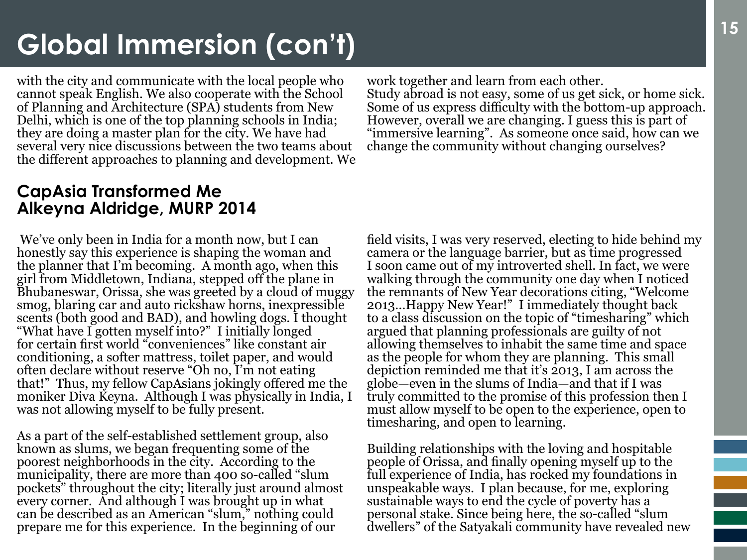# Global Immersion (con't)

with the city and communicate with the local people who cannot speak English. We also cooperate with the School of Planning and Architecture (SPA) students from New Delhi, which is one of the top planning schools in India; they are doing a master plan for the city. We have had several very nice discussions between the two teams about the different approaches to planning and development. We work together and learn from each other.
Study abroad is not easy, some of us get sick, or home sick. Some of us express difficulty with the bottom-up approach. However, overall we are changing. I guess this is part of "immersive learning". As someone once said, how can we change the community without changing ourselves?

## CapAsia Transformed Me
## Alkeyna Aldridge, MURP 2014

We've only been in India for a month now, but I can honestly say this experience is shaping the woman and the planner that I'm becoming. A month ago, when this girl from Middletown, Indiana, stepped off the plane in Bhubaneswar, Orissa, she was greeted by a cloud of muggy smog, blaring car and auto rickshaw horns, inexpressible scents (both good and BAD), and howling dogs. I thought "What have I gotten myself into?" I initially longed for certain first world "conveniences" like constant air conditioning, a softer mattress, toilet paper, and would often declare without reserve "Oh no, I'm not eating that!" Thus, my fellow CapAsians jokingly offered me the moniker Diva Keyna. Although I was physically in India, I was not allowing myself to be fully present.

As a part of the self-established settlement group, also known as slums, we began frequenting some of the poorest neighborhoods in the city. According to the municipality, there are more than 400 so-called "slum pockets" throughout the city; literally just around almost every corner. And although I was brought up in what can be described as an American "slum," nothing could prepare me for this experience. In the beginning of our field visits, I was very reserved, electing to hide behind my camera or the language barrier, but as time progressed I soon came out of my introverted shell. In fact, we were walking through the community one day when I noticed the remnants of New Year decorations citing, "Welcome 2013…Happy New Year!" I immediately thought back to a class discussion on the topic of "timesharing" which argued that planning professionals are guilty of not allowing themselves to inhabit the same time and space as the people for whom they are planning. This small depiction reminded me that it's 2013, I am across the globe—even in the slums of India—and that if I was truly committed to the promise of this profession then I must allow myself to be open to the experience, open to timesharing, and open to learning.

Building relationships with the loving and hospitable people of Orissa, and finally opening myself up to the full experience of India, has rocked my foundations in unspeakable ways. I plan because, for me, exploring sustainable ways to end the cycle of poverty has a personal stake. Since being here, the so-called "slum dwellers" of the Satyakali community have revealed new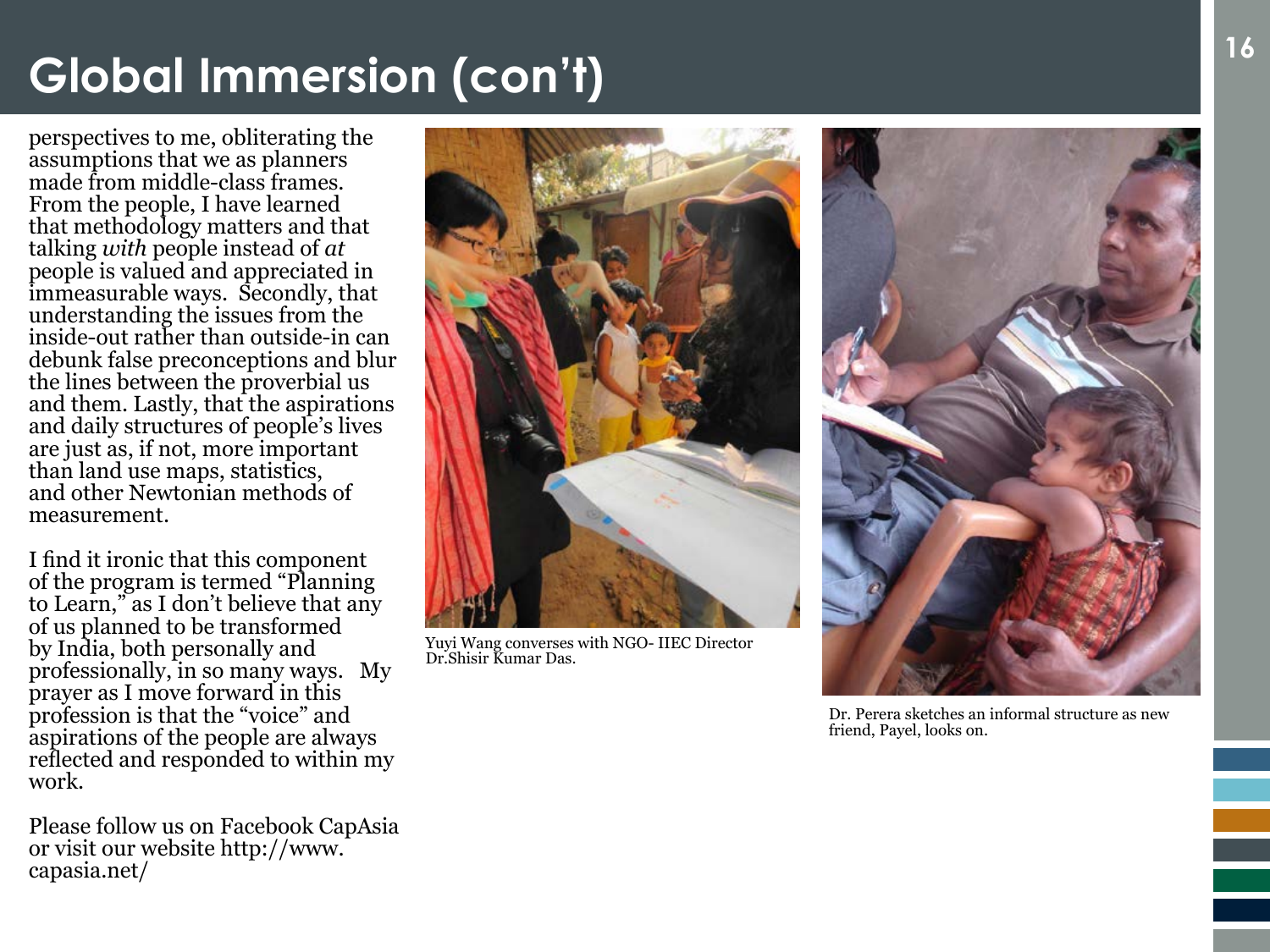# Global Immersion (con't)

perspectives to me, obliterating the assumptions that we as planners made from middle-class frames. From the people, I have learned that methodology matters and that talking *with* people instead of *at* people is valued and appreciated in immeasurable ways. Secondly, that understanding the issues from the inside-out rather than outside-in can debunk false preconceptions and blur the lines between the proverbial us and them. Lastly, that the aspirations and daily structures of people's lives are just as, if not, more important than land use maps, statistics, and other Newtonian methods of measurement.

I find it ironic that this component of the program is termed "Planning to Learn," as I don't believe that any of us planned to be transformed by India, both personally and professionally, in so many ways. My prayer as I move forward in this profession is that the "voice" and aspirations of the people are always reflected and responded to within my work.

Please follow us on Facebook CapAsia or visit our website http://www.capasia.net/

Yuyi Wang converses with NGO- IIEC Director Dr.Shisir Kumar Das.

Dr. Perera sketches an informal structure as new friend, Payel, looks on.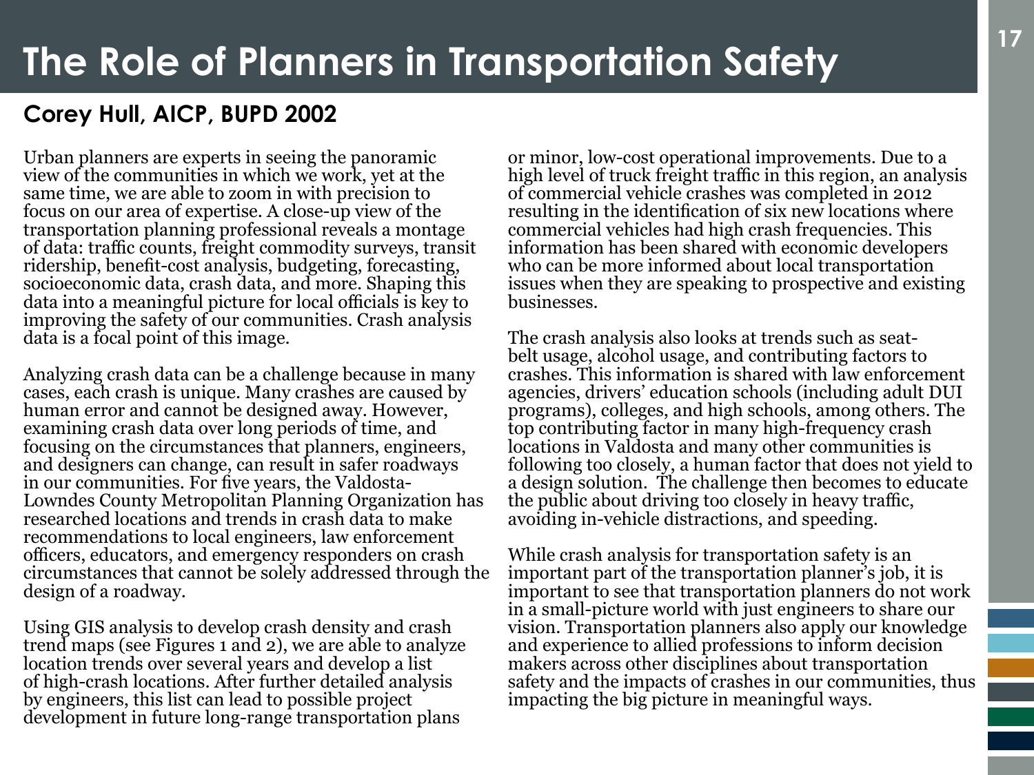# The Role of Planners in Transportation Safety

## Corey Hull, AICP, BUPD 2002

Urban planners are experts in seeing the panoramic view of the communities in which we work, yet at the same time, we are able to zoom in with precision to focus on our area of expertise. A close-up view of the transportation planning professional reveals a montage of data: traffic counts, freight commodity surveys, transit ridership, benefit-cost analysis, budgeting, forecasting, socioeconomic data, crash data, and more. Shaping this data into a meaningful picture for local officials is key to improving the safety of our communities. Crash analysis data is a focal point of this image.

Analyzing crash data can be a challenge because in many cases, each crash is unique. Many crashes are caused by human error and cannot be designed away. However, examining crash data over long periods of time, and focusing on the circumstances that planners, engineers, and designers can change, can result in safer roadways in our communities. For five years, the Valdosta-Lowndes County Metropolitan Planning Organization has researched locations and trends in crash data to make recommendations to local engineers, law enforcement officers, educators, and emergency responders on crash circumstances that cannot be solely addressed through the design of a roadway.

Using GIS analysis to develop crash density and crash trend maps (see Figures 1 and 2), we are able to analyze location trends over several years and develop a list of high-crash locations. After further detailed analysis by engineers, this list can lead to possible project development in future long-range transportation plans or minor, low-cost operational improvements. Due to a high level of truck freight traffic in this region, an analysis of commercial vehicle crashes was completed in 2012 resulting in the identification of six new locations where commercial vehicles had high crash frequencies. This information has been shared with economic developers who can be more informed about local transportation issues when they are speaking to prospective and existing businesses.

The crash analysis also looks at trends such as seat-belt usage, alcohol usage, and contributing factors to crashes. This information is shared with law enforcement agencies, drivers' education schools (including adult DUI programs), colleges, and high schools, among others. The top contributing factor in many high-frequency crash locations in Valdosta and many other communities is following too closely, a human factor that does not yield to a design solution. The challenge then becomes to educate the public about driving too closely in heavy traffic, avoiding in-vehicle distractions, and speeding.

While crash analysis for transportation safety is an important part of the transportation planner's job, it is important to see that transportation planners do not work in a small-picture world with just engineers to share our vision. Transportation planners also apply our knowledge and experience to allied professions to inform decision makers across other disciplines about transportation safety and the impacts of crashes in our communities, thus impacting the big picture in meaningful ways.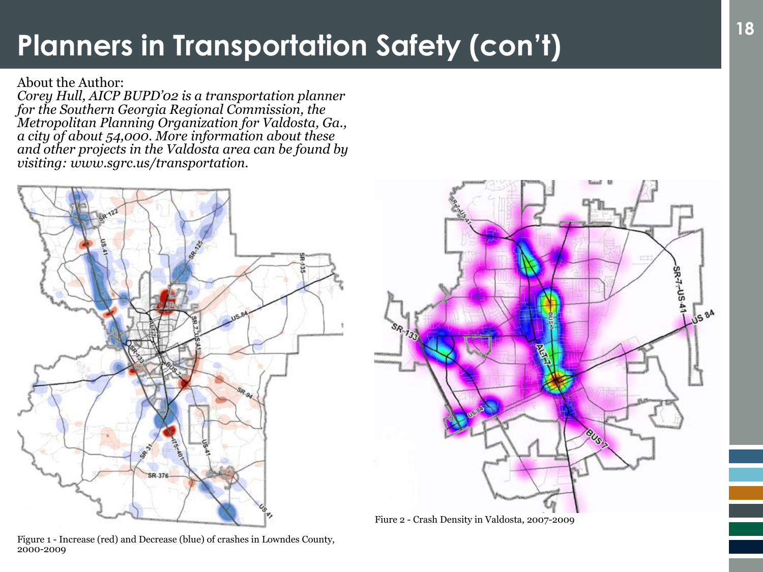# Planners in Transportation Safety (con't)

About the Author:
*Corey Hull, AICP BUPD'02 is a transportation planner for the Southern Georgia Regional Commission, the Metropolitan Planning Organization for Valdosta, Ga., a city of about 54,000. More information about these and other projects in the Valdosta area can be found by visiting: www.sgrc.us/transportation.*

Figure 1 - Increase (red) and Decrease (blue) of crashes in Lowndes County, 2000-2009

Fiure 2 - Crash Density in Valdosta, 2007-2009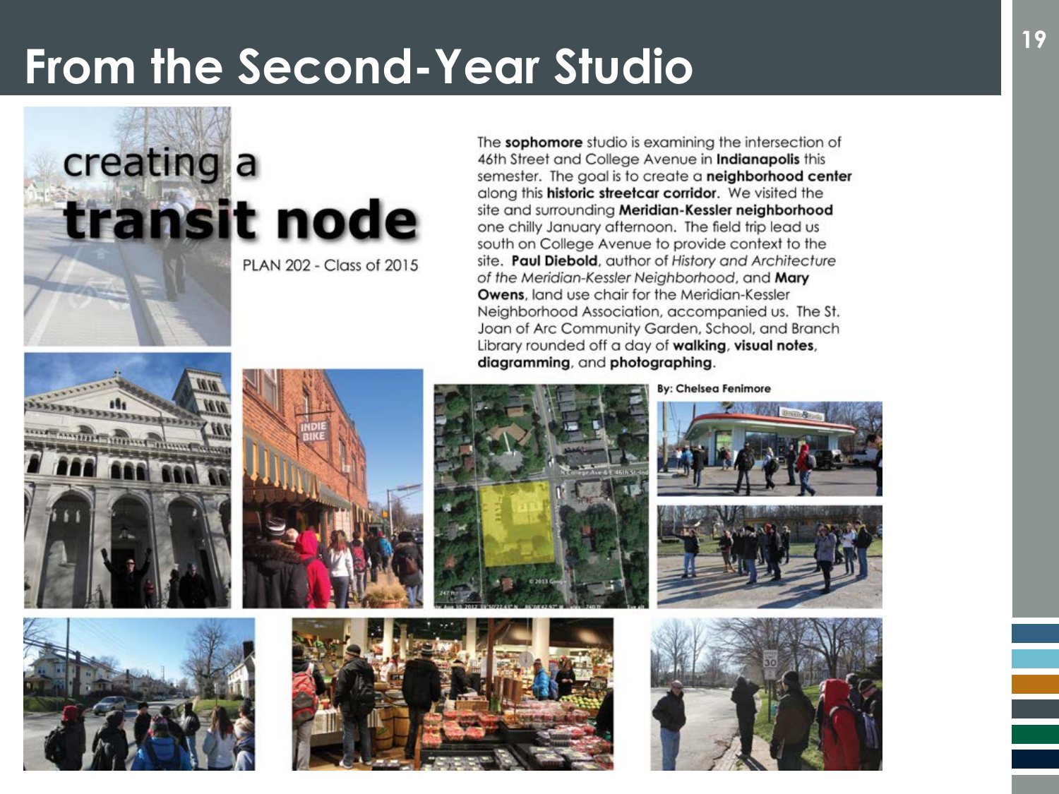# From the Second-Year Studio

## creating a transit node

PLAN 202 - Class of 2015

The **sophomore** studio is examining the intersection of 46th Street and College Avenue in **Indianapolis** this semester. The goal is to create a **neighborhood center** along this **historic streetcar corridor**. We visited the site and surrounding **Meridian-Kessler neighborhood** one chilly January afternoon. The field trip lead us south on College Avenue to provide context to the site. **Paul Diebold**, author of *History and Architecture of the Meridian-Kessler Neighborhood*, and **Mary Owens**, land use chair for the Meridian-Kessler Neighborhood Association, accompanied us. The St. Joan of Arc Community Garden, School, and Branch Library rounded off a day of **walking**, **visual notes**, **diagramming**, and **photographing**.

**By: Chelsea Fenimore**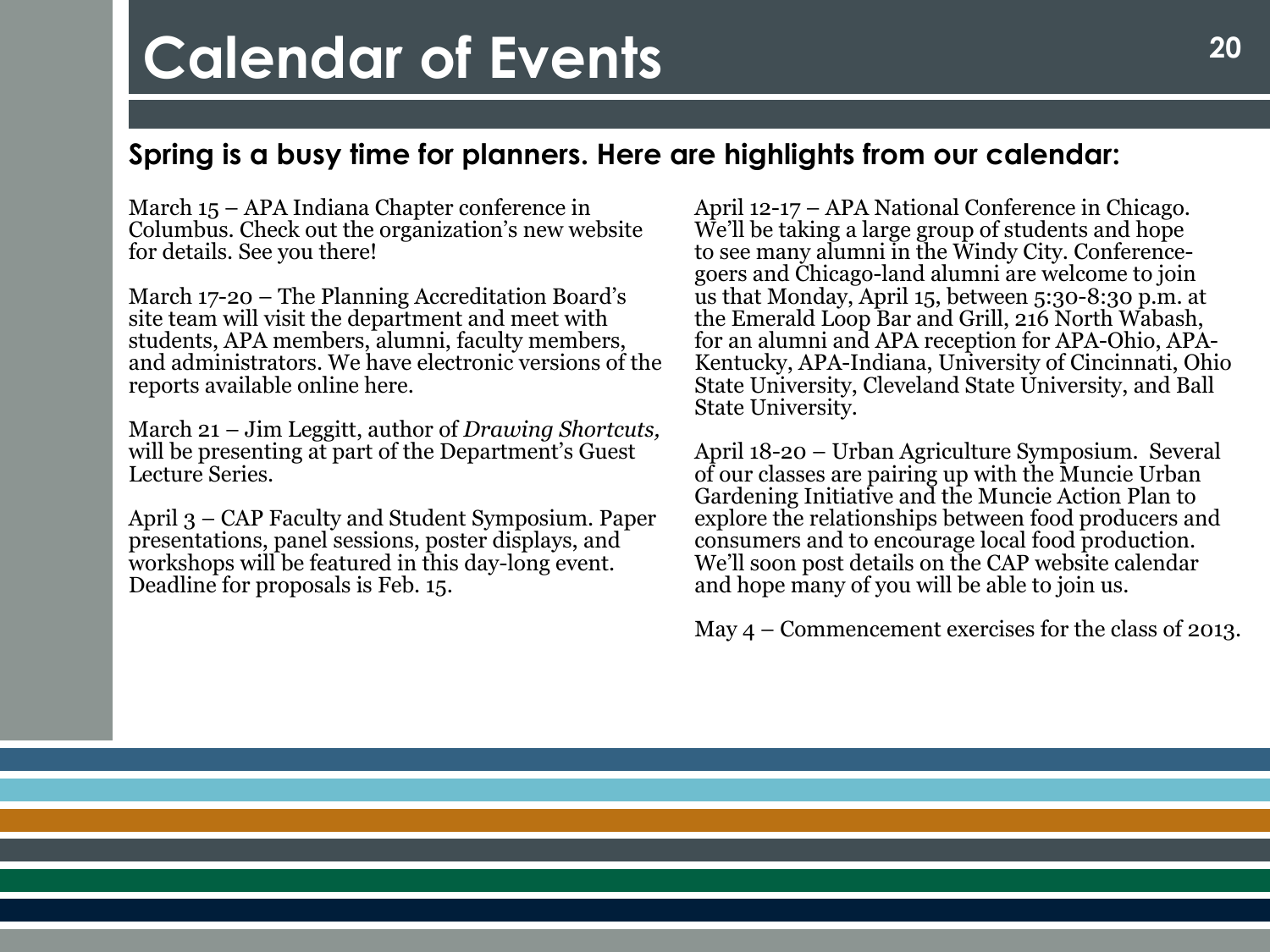# Calendar of Events

## Spring is a busy time for planners. Here are highlights from our calendar:

March 15 – APA Indiana Chapter conference in Columbus. Check out the organization's new website for details. See you there!

March 17-20 – The Planning Accreditation Board's site team will visit the department and meet with students, APA members, alumni, faculty members, and administrators. We have electronic versions of the reports available online here.

March 21 – Jim Leggitt, author of *Drawing Shortcuts,* will be presenting at part of the Department's Guest Lecture Series.

April 3 – CAP Faculty and Student Symposium. Paper presentations, panel sessions, poster displays, and workshops will be featured in this day-long event. Deadline for proposals is Feb. 15.

April 12-17 – APA National Conference in Chicago. We'll be taking a large group of students and hope to see many alumni in the Windy City. Conference-goers and Chicago-land alumni are welcome to join us that Monday, April 15, between 5:30-8:30 p.m. at the Emerald Loop Bar and Grill, 216 North Wabash, for an alumni and APA reception for APA-Ohio, APA-Kentucky, APA-Indiana, University of Cincinnati, Ohio State University, Cleveland State University, and Ball State University.

April 18-20 – Urban Agriculture Symposium. Several of our classes are pairing up with the Muncie Urban Gardening Initiative and the Muncie Action Plan to explore the relationships between food producers and consumers and to encourage local food production. We'll soon post details on the CAP website calendar and hope many of you will be able to join us.

May 4 – Commencement exercises for the class of 2013.